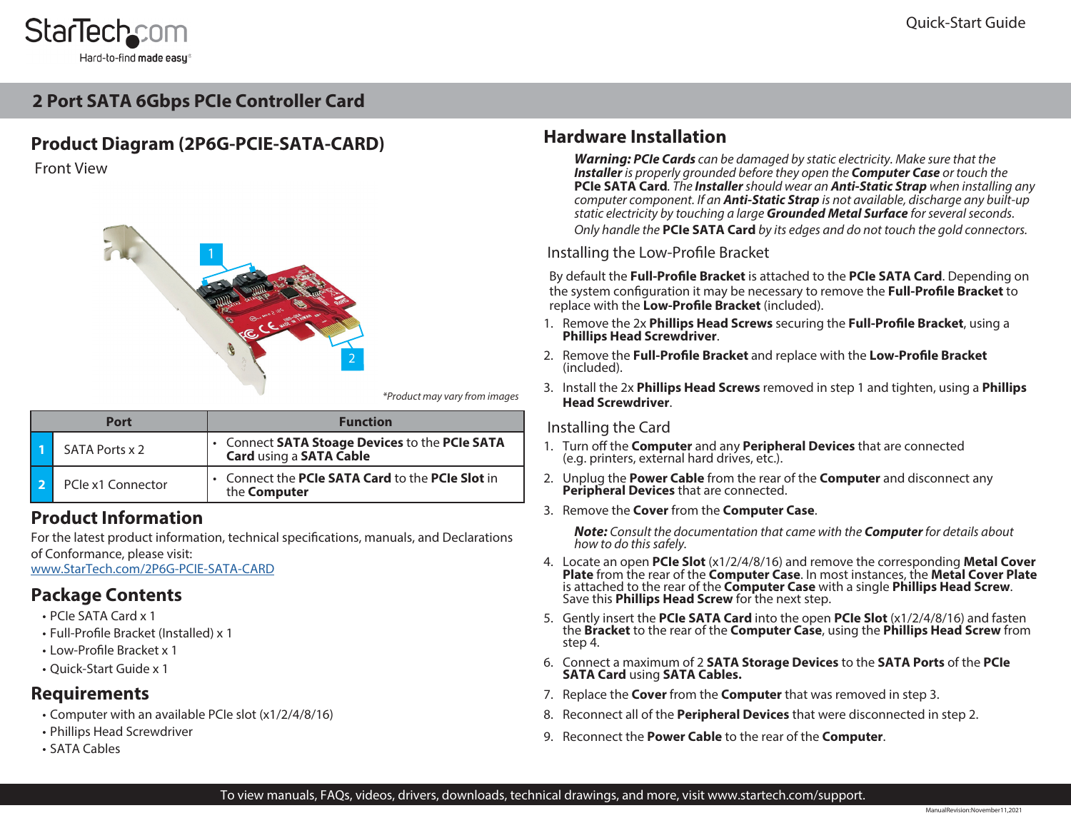StarTech.com

Hard-to-find made easy®

Quick-Start Guide

# 2 Port SATA 6Gbps PCIe Controller Card

## Product Diagram (2P6G-PCIE-SATA-CARD)

Front View

*Product may vary from images

| | Port | Function |
|---|---|---|
| 1 | SATA Ports x 2 | • Connect **SATA Stoage Devices** to the **PCIe SATA Card** using a **SATA Cable** |
| 2 | PCIe x1 Connector | • Connect the **PCIe SATA Card** to the **PCIe Slot** in the **Computer** |

## Product Information

For the latest product information, technical specifications, manuals, and Declarations of Conformance, please visit:
www.StarTech.com/2P6G-PCIE-SATA-CARD

## Package Contents

- PCIe SATA Card x 1
- Full-Profile Bracket (Installed) x 1
- Low-Profile Bracket x 1
- Quick-Start Guide x 1

## Requirements

- Computer with an available PCIe slot (x1/2/4/8/16)
- Phillips Head Screwdriver
- SATA Cables

## Hardware Installation

***Warning:** **PCIe Cards** can be damaged by static electricity. Make sure that the **Installer** is properly grounded before they open the **Computer Case** or touch the* ***PCIe SATA Card**. The **Installer** should wear an **Anti-Static Strap** when installing any computer component. If an **Anti-Static Strap** is not available, discharge any built-up static electricity by touching a large **Grounded Metal Surface** for several seconds.*

*Only handle the **PCIe SATA Card** by its edges and do not touch the gold connectors.*

### Installing the Low-Profile Bracket

By default the **Full-Profile Bracket** is attached to the **PCIe SATA Card**. Depending on the system configuration it may be necessary to remove the **Full-Profile Bracket** to replace with the **Low-Profile Bracket** (included).

1. Remove the 2x **Phillips Head Screws** securing the **Full-Profile Bracket**, using a **Phillips Head Screwdriver**.
2. Remove the **Full-Profile Bracket** and replace with the **Low-Profile Bracket** (included).
3. Install the 2x **Phillips Head Screws** removed in step 1 and tighten, using a **Phillips Head Screwdriver**.

### Installing the Card

1. Turn off the **Computer** and any **Peripheral Devices** that are connected (e.g. printers, external hard drives, etc.).
2. Unplug the **Power Cable** from the rear of the **Computer** and disconnect any **Peripheral Devices** that are connected.
3. Remove the **Cover** from the **Computer Case**.

   ***Note:** Consult the documentation that came with the **Computer** for details about how to do this safely.*

4. Locate an open **PCIe Slot** (x1/2/4/8/16) and remove the corresponding **Metal Cover Plate** from the rear of the **Computer Case**. In most instances, the **Metal Cover Plate** is attached to the rear of the **Computer Case** with a single **Phillips Head Screw**. Save this **Phillips Head Screw** for the next step.
5. Gently insert the **PCIe SATA Card** into the open **PCIe Slot** (x1/2/4/8/16) and fasten the **Bracket** to the rear of the **Computer Case**, using the **Phillips Head Screw** from step 4.
6. Connect a maximum of 2 **SATA Storage Devices** to the **SATA Ports** of the **PCIe SATA Card** using **SATA Cables.**
7. Replace the **Cover** from the **Computer** that was removed in step 3.
8. Reconnect all of the **Peripheral Devices** that were disconnected in step 2.
9. Reconnect the **Power Cable** to the rear of the **Computer**.

To view manuals, FAQs, videos, drivers, downloads, technical drawings, and more, visit www.startech.com/support.

ManualRevision:November11,2021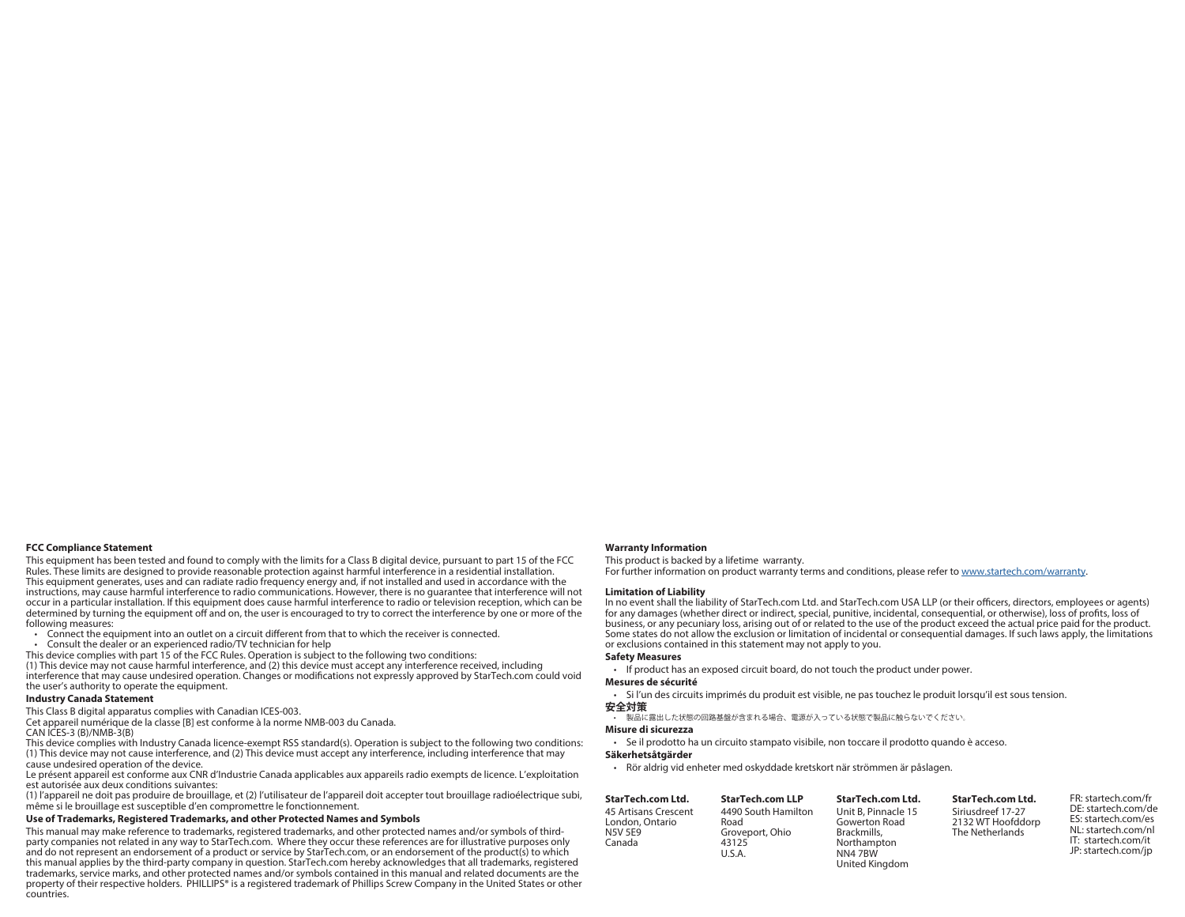**FCC Compliance Statement**

This equipment has been tested and found to comply with the limits for a Class B digital device, pursuant to part 15 of the FCC Rules. These limits are designed to provide reasonable protection against harmful interference in a residential installation. This equipment generates, uses and can radiate radio frequency energy and, if not installed and used in accordance with the instructions, may cause harmful interference to radio communications. However, there is no guarantee that interference will not occur in a particular installation. If this equipment does cause harmful interference to radio or television reception, which can be determined by turning the equipment off and on, the user is encouraged to try to correct the interference by one or more of the following measures:

- Connect the equipment into an outlet on a circuit different from that to which the receiver is connected.
- Consult the dealer or an experienced radio/TV technician for help

This device complies with part 15 of the FCC Rules. Operation is subject to the following two conditions:
(1) This device may not cause harmful interference, and (2) this device must accept any interference received, including interference that may cause undesired operation. Changes or modifications not expressly approved by StarTech.com could void the user's authority to operate the equipment.

**Industry Canada Statement**

This Class B digital apparatus complies with Canadian ICES-003.
Cet appareil numérique de la classe [B] est conforme à la norme NMB-003 du Canada.
CAN ICES-3 (B)/NMB-3(B)
This device complies with Industry Canada licence-exempt RSS standard(s). Operation is subject to the following two conditions:
(1) This device may not cause interference, and (2) This device must accept any interference, including interference that may cause undesired operation of the device.
Le présent appareil est conforme aux CNR d'Industrie Canada applicables aux appareils radio exempts de licence. L'exploitation est autorisée aux deux conditions suivantes:
(1) l'appareil ne doit pas produire de brouillage, et (2) l'utilisateur de l'appareil doit accepter tout brouillage radioélectrique subi, même si le brouillage est susceptible d'en compromettre le fonctionnement.

**Use of Trademarks, Registered Trademarks, and other Protected Names and Symbols**

This manual may make reference to trademarks, registered trademarks, and other protected names and/or symbols of third-party companies not related in any way to StarTech.com. Where they occur these references are for illustrative purposes only and do not represent an endorsement of a product or service by StarTech.com, or an endorsement of the product(s) to which this manual applies by the third-party company in question. StarTech.com hereby acknowledges that all trademarks, registered trademarks, service marks, and other protected names and/or symbols contained in this manual and related documents are the property of their respective holders. PHILLIPS® is a registered trademark of Phillips Screw Company in the United States or other countries.

**Warranty Information**

This product is backed by a lifetime warranty.
For further information on product warranty terms and conditions, please refer to www.startech.com/warranty.

**Limitation of Liability**

In no event shall the liability of StarTech.com Ltd. and StarTech.com USA LLP (or their officers, directors, employees or agents) for any damages (whether direct or indirect, special, punitive, incidental, consequential, or otherwise), loss of profits, loss of business, or any pecuniary loss, arising out of or related to the use of the product exceed the actual price paid for the product. Some states do not allow the exclusion or limitation of incidental or consequential damages. If such laws apply, the limitations or exclusions contained in this statement may not apply to you.

**Safety Measures**

- If product has an exposed circuit board, do not touch the product under power.

**Mesures de sécurité**

- Si l'un des circuits imprimés du produit est visible, ne pas touchez le produit lorsqu'il est sous tension.

**安全対策**

- 製品に露出した状態の回路基盤が含まれる場合、電源が入っている状態で製品に触らないでください。

**Misure di sicurezza**

- Se il prodotto ha un circuito stampato visibile, non toccare il prodotto quando è acceso.

**Säkerhetsåtgärder**

- Rör aldrig vid enheter med oskyddade kretskort när strömmen är påslagen.

**StarTech.com Ltd.**
45 Artisans Crescent
London, Ontario
N5V 5E9
Canada

**StarTech.com LLP**
4490 South Hamilton Road
Groveport, Ohio
43125
U.S.A.

**StarTech.com Ltd.**
Unit B, Pinnacle 15
Gowerton Road
Brackmills,
Northampton
NN4 7BW
United Kingdom

**StarTech.com Ltd.**
Siriusdreef 17-27
2132 WT Hoofddorp
The Netherlands

FR: startech.com/fr
DE: startech.com/de
ES: startech.com/es
NL: startech.com/nl
IT: startech.com/it
JP: startech.com/jp